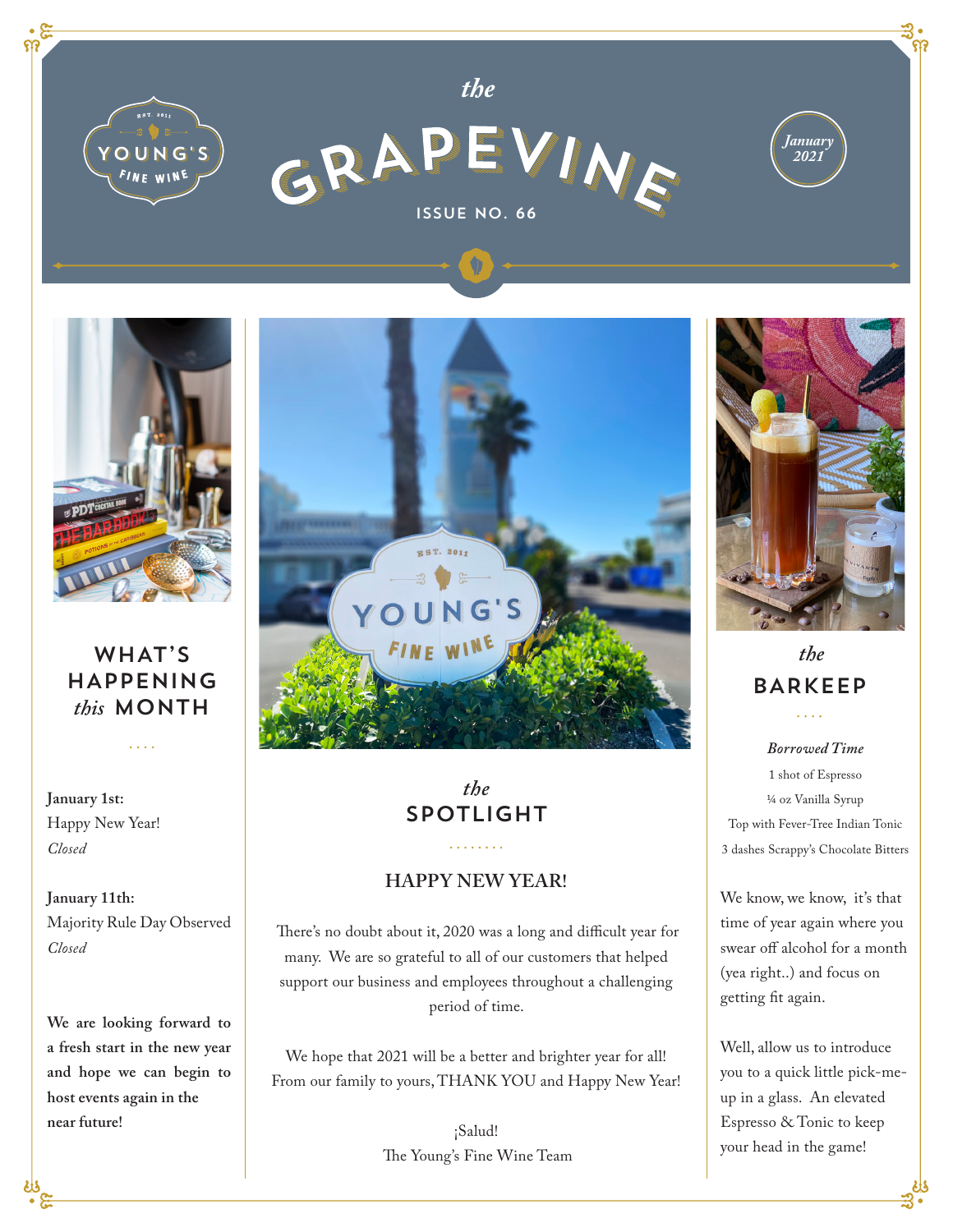# the GRAPEVINE

YOUNG'S FINE WINE — EST. 2011

ISSUE NO. 66

January 2021

## WHAT'S HAPPENING *this* MONTH

**January 1st:**
Happy New Year!
*Closed*

**January 11th:**
Majority Rule Day Observed
*Closed*

**We are looking forward to a fresh start in the new year and hope we can begin to host events again in the near future!**

## *the* SPOTLIGHT

### HAPPY NEW YEAR!

There's no doubt about it, 2020 was a long and difficult year for many. We are so grateful to all of our customers that helped support our business and employees throughout a challenging period of time.

We hope that 2021 will be a better and brighter year for all! From our family to yours, THANK YOU and Happy New Year!

¡Salud!
The Young's Fine Wine Team

## *the* BARKEEP

***Borrowed Time***

1 shot of Espresso
¼ oz Vanilla Syrup
Top with Fever-Tree Indian Tonic
3 dashes Scrappy's Chocolate Bitters

We know, we know, it's that time of year again where you swear off alcohol for a month (yea right..) and focus on getting fit again.

Well, allow us to introduce you to a quick little pick-me-up in a glass. An elevated Espresso & Tonic to keep your head in the game!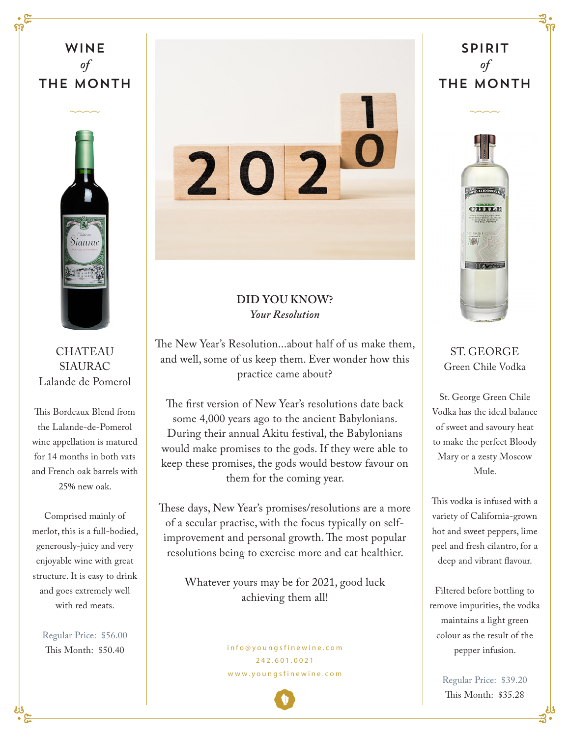## WINE *of* THE MONTH

### CHATEAU SIAURAC
Lalande de Pomerol

This Bordeaux Blend from the Lalande-de-Pomerol wine appellation is matured for 14 months in both vats and French oak barrels with 25% new oak.

Comprised mainly of merlot, this is a full-bodied, generously-juicy and very enjoyable wine with great structure. It is easy to drink and goes extremely well with red meats.

Regular Price: $56.00
This Month: $50.40

## DID YOU KNOW?
*Your Resolution*

The New Year's Resolution...about half of us make them, and well, some of us keep them. Ever wonder how this practice came about?

The first version of New Year's resolutions date back some 4,000 years ago to the ancient Babylonians. During their annual Akitu festival, the Babylonians would make promises to the gods. If they were able to keep these promises, the gods would bestow favour on them for the coming year.

These days, New Year's promises/resolutions are a more of a secular practise, with the focus typically on self-improvement and personal growth. The most popular resolutions being to exercise more and eat healthier.

Whatever yours may be for 2021, good luck achieving them all!

info@youngsfinewine.com
242.601.0021
www.youngsfinewine.com

## SPIRIT *of* THE MONTH

### ST. GEORGE
Green Chile Vodka

St. George Green Chile Vodka has the ideal balance of sweet and savoury heat to make the perfect Bloody Mary or a zesty Moscow Mule.

This vodka is infused with a variety of California-grown hot and sweet peppers, lime peel and fresh cilantro, for a deep and vibrant flavour.

Filtered before bottling to remove impurities, the vodka maintains a light green colour as the result of the pepper infusion.

Regular Price: $39.20
This Month: $35.28